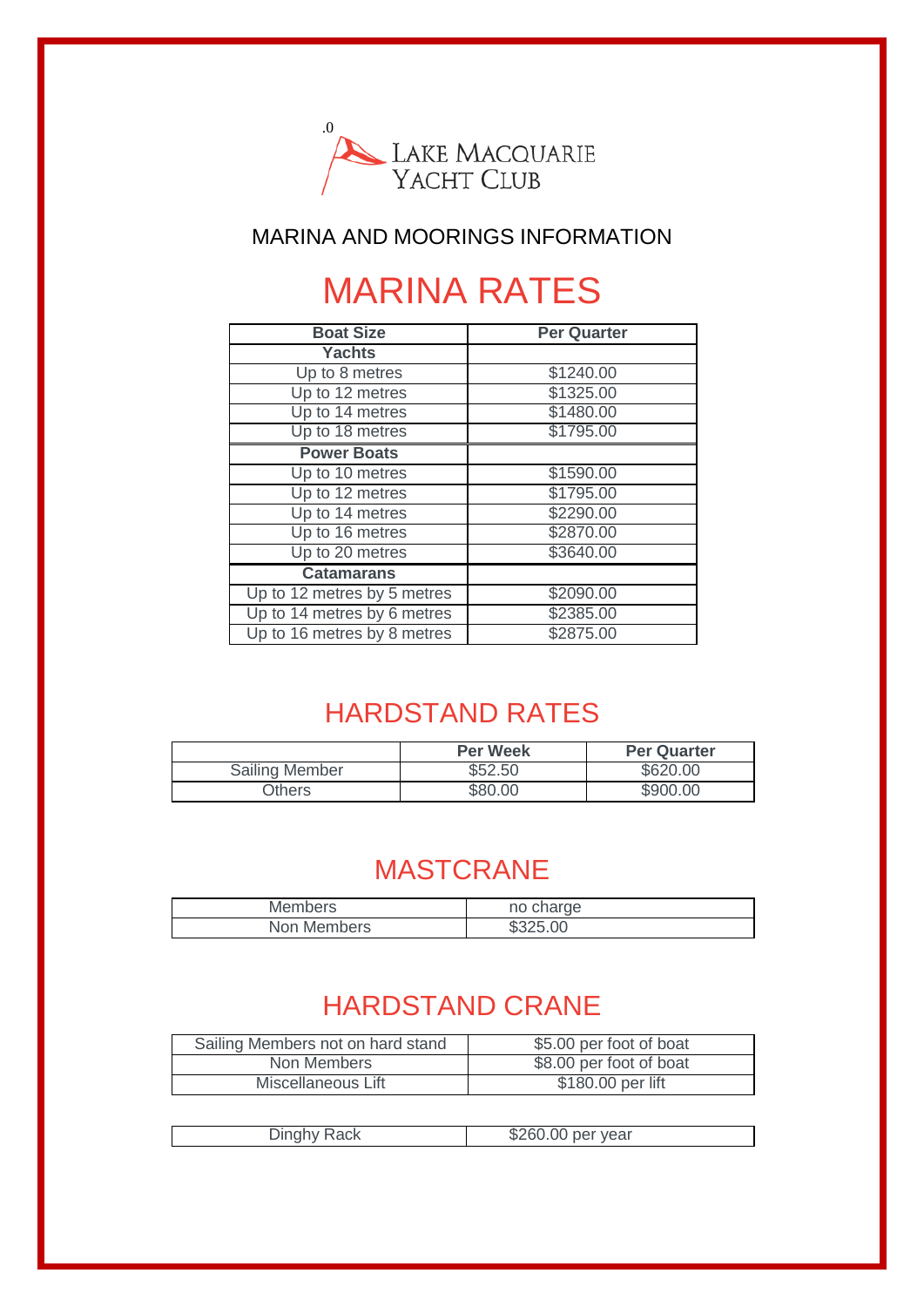.0

Lake Macquarie Yacht Club

MARINA AND MOORINGS INFORMATION

# MARINA RATES

| Boat Size | Per Quarter |
|---|---|
| **Yachts** | |
| Up to 8 metres | $1240.00 |
| Up to 12 metres | $1325.00 |
| Up to 14 metres | $1480.00 |
| Up to 18 metres | $1795.00 |
| **Power Boats** | |
| Up to 10 metres | $1590.00 |
| Up to 12 metres | $1795.00 |
| Up to 14 metres | $2290.00 |
| Up to 16 metres | $2870.00 |
| Up to 20 metres | $3640.00 |
| **Catamarans** | |
| Up to 12 metres by 5 metres | $2090.00 |
| Up to 14 metres by 6 metres | $2385.00 |
| Up to 16 metres by 8 metres | $2875.00 |

## HARDSTAND RATES

| | Per Week | Per Quarter |
|---|---|---|
| Sailing Member | $52.50 | $620.00 |
| Others | $80.00 | $900.00 |

## MASTCRANE

| | |
|---|---|
| Members | no charge |
| Non Members | $325.00 |

## HARDSTAND CRANE

| | |
|---|---|
| Sailing Members not on hard stand | $5.00 per foot of boat |
| Non Members | $8.00 per foot of boat |
| Miscellaneous Lift | $180.00 per lift |

| | |
|---|---|
| Dinghy Rack | $260.00 per year |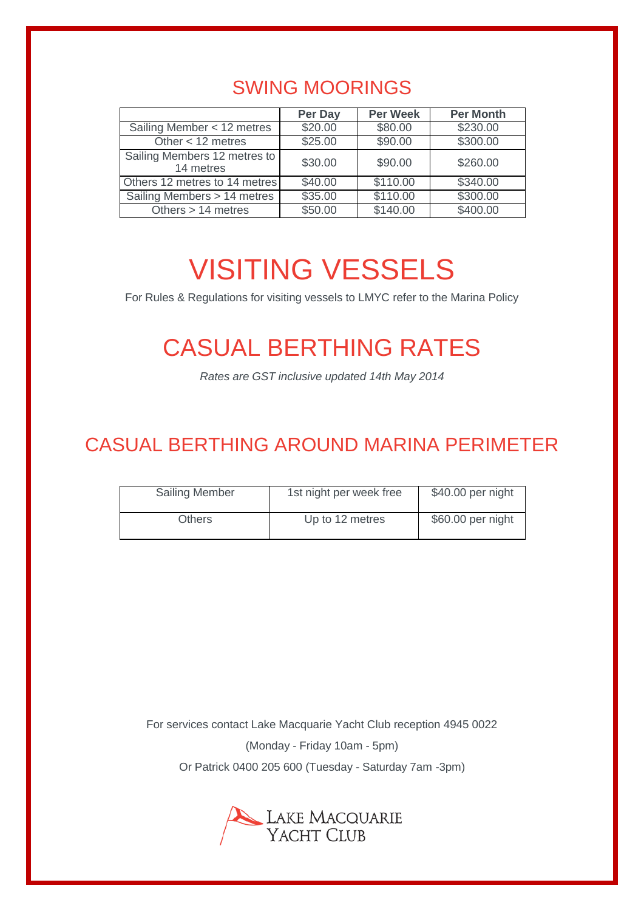## SWING MOORINGS

| | Per Day | Per Week | Per Month |
|---|---|---|---|
| Sailing Member < 12 metres | $20.00 | $80.00 | $230.00 |
| Other < 12 metres | $25.00 | $90.00 | $300.00 |
| Sailing Members 12 metres to 14 metres | $30.00 | $90.00 | $260.00 |
| Others 12 metres to 14 metres | $40.00 | $110.00 | $340.00 |
| Sailing Members > 14 metres | $35.00 | $110.00 | $300.00 |
| Others > 14 metres | $50.00 | $140.00 | $400.00 |

# VISITING VESSELS

For Rules & Regulations for visiting vessels to LMYC refer to the Marina Policy

# CASUAL BERTHING RATES

*Rates are GST inclusive updated 14th May 2014*

## CASUAL BERTHING AROUND MARINA PERIMETER

| | | |
|---|---|---|
| Sailing Member | 1st night per week free | $40.00 per night |
| Others | Up to 12 metres | $60.00 per night |

For services contact Lake Macquarie Yacht Club reception 4945 0022

(Monday - Friday 10am - 5pm)

Or Patrick 0400 205 600 (Tuesday - Saturday 7am -3pm)

Lake Macquarie Yacht Club